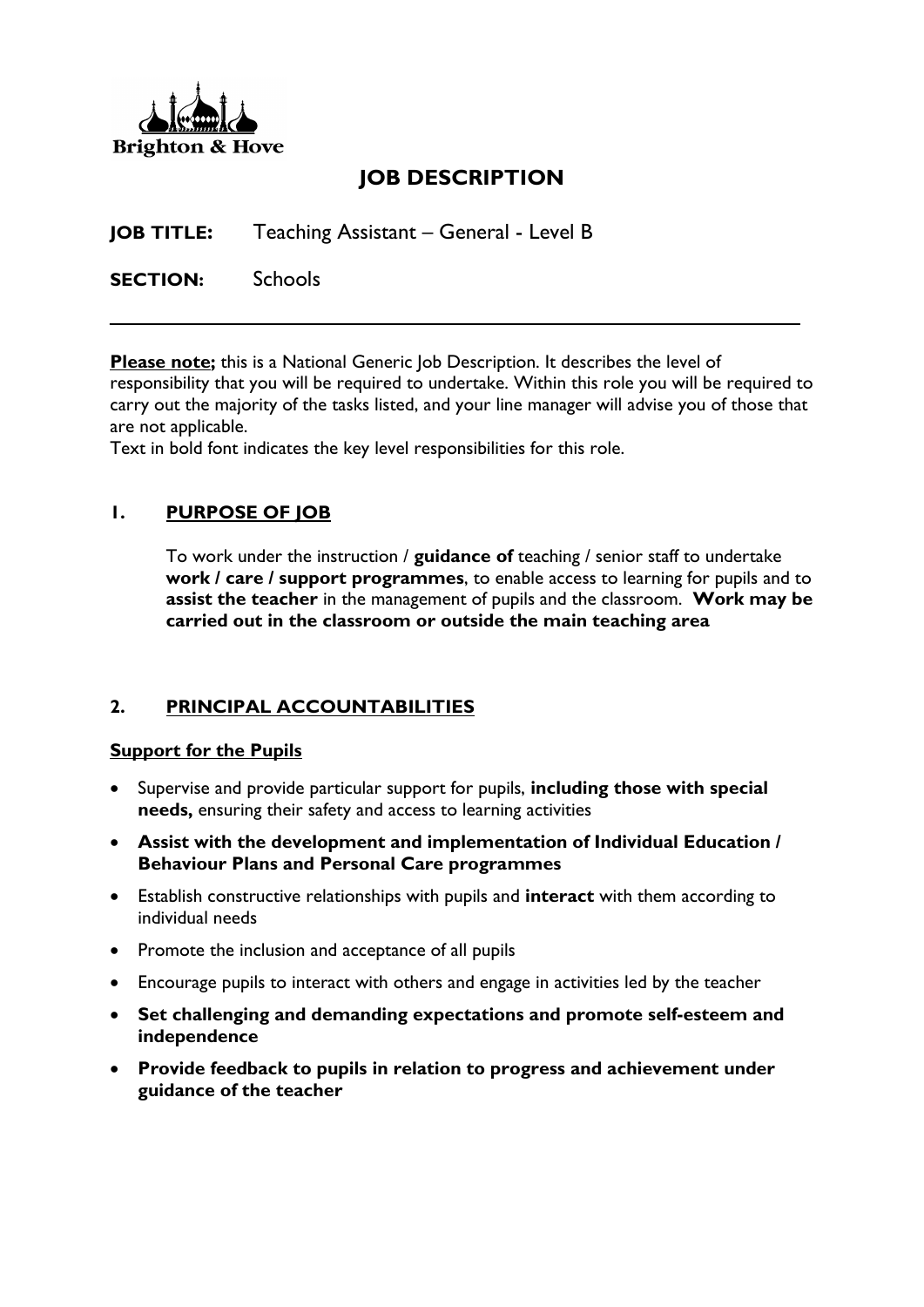Brighton & Hove

# JOB DESCRIPTION

**JOB TITLE:** Teaching Assistant – General - Level B

**SECTION:** Schools

---

**Please note;** this is a National Generic Job Description. It describes the level of responsibility that you will be required to undertake. Within this role you will be required to carry out the majority of the tasks listed, and your line manager will advise you of those that are not applicable.

Text in bold font indicates the key level responsibilities for this role.

## 1. PURPOSE OF JOB

To work under the instruction / **guidance of** teaching / senior staff to undertake **work / care / support programmes**, to enable access to learning for pupils and to **assist the teacher** in the management of pupils and the classroom. **Work may be carried out in the classroom or outside the main teaching area**

## 2. PRINCIPAL ACCOUNTABILITIES

### Support for the Pupils

- Supervise and provide particular support for pupils, **including those with special needs,** ensuring their safety and access to learning activities
- **Assist with the development and implementation of Individual Education / Behaviour Plans and Personal Care programmes**
- Establish constructive relationships with pupils and **interact** with them according to individual needs
- Promote the inclusion and acceptance of all pupils
- Encourage pupils to interact with others and engage in activities led by the teacher
- **Set challenging and demanding expectations and promote self-esteem and independence**
- **Provide feedback to pupils in relation to progress and achievement under guidance of the teacher**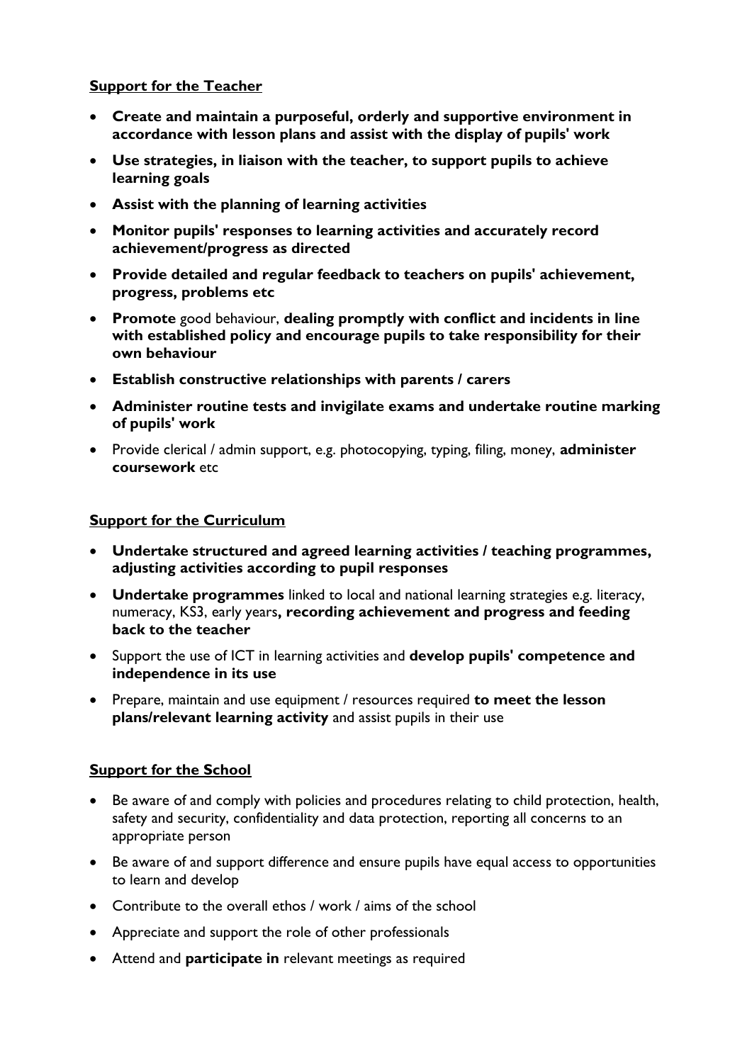**Support for the Teacher**

- **Create and maintain a purposeful, orderly and supportive environment in accordance with lesson plans and assist with the display of pupils' work**
- **Use strategies, in liaison with the teacher, to support pupils to achieve learning goals**
- **Assist with the planning of learning activities**
- **Monitor pupils' responses to learning activities and accurately record achievement/progress as directed**
- **Provide detailed and regular feedback to teachers on pupils' achievement, progress, problems etc**
- **Promote** good behaviour, **dealing promptly with conflict and incidents in line with established policy and encourage pupils to take responsibility for their own behaviour**
- **Establish constructive relationships with parents / carers**
- **Administer routine tests and invigilate exams and undertake routine marking of pupils' work**
- Provide clerical / admin support, e.g. photocopying, typing, filing, money, **administer coursework** etc

**Support for the Curriculum**

- **Undertake structured and agreed learning activities / teaching programmes, adjusting activities according to pupil responses**
- **Undertake programmes** linked to local and national learning strategies e.g. literacy, numeracy, KS3, early years**, recording achievement and progress and feeding back to the teacher**
- Support the use of ICT in learning activities and **develop pupils' competence and independence in its use**
- Prepare, maintain and use equipment / resources required **to meet the lesson plans/relevant learning activity** and assist pupils in their use

**Support for the School**

- Be aware of and comply with policies and procedures relating to child protection, health, safety and security, confidentiality and data protection, reporting all concerns to an appropriate person
- Be aware of and support difference and ensure pupils have equal access to opportunities to learn and develop
- Contribute to the overall ethos / work / aims of the school
- Appreciate and support the role of other professionals
- Attend and **participate in** relevant meetings as required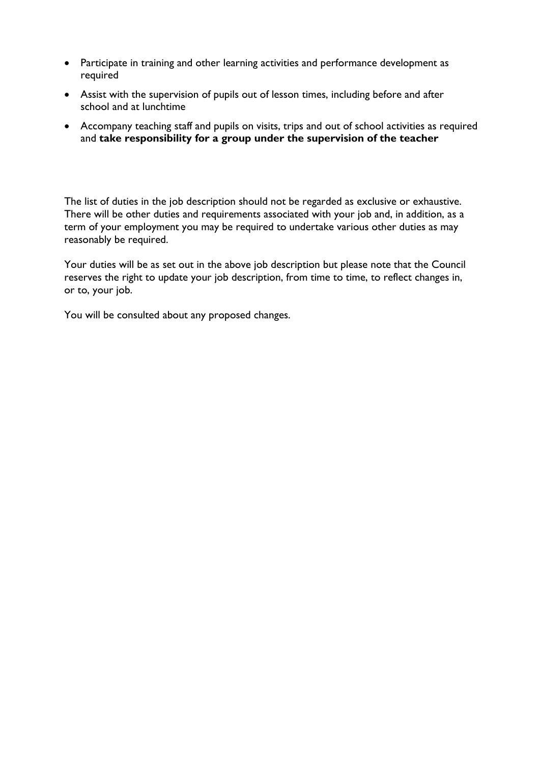- Participate in training and other learning activities and performance development as required
- Assist with the supervision of pupils out of lesson times, including before and after school and at lunchtime
- Accompany teaching staff and pupils on visits, trips and out of school activities as required and **take responsibility for a group under the supervision of the teacher**

The list of duties in the job description should not be regarded as exclusive or exhaustive. There will be other duties and requirements associated with your job and, in addition, as a term of your employment you may be required to undertake various other duties as may reasonably be required.

Your duties will be as set out in the above job description but please note that the Council reserves the right to update your job description, from time to time, to reflect changes in, or to, your job.

You will be consulted about any proposed changes.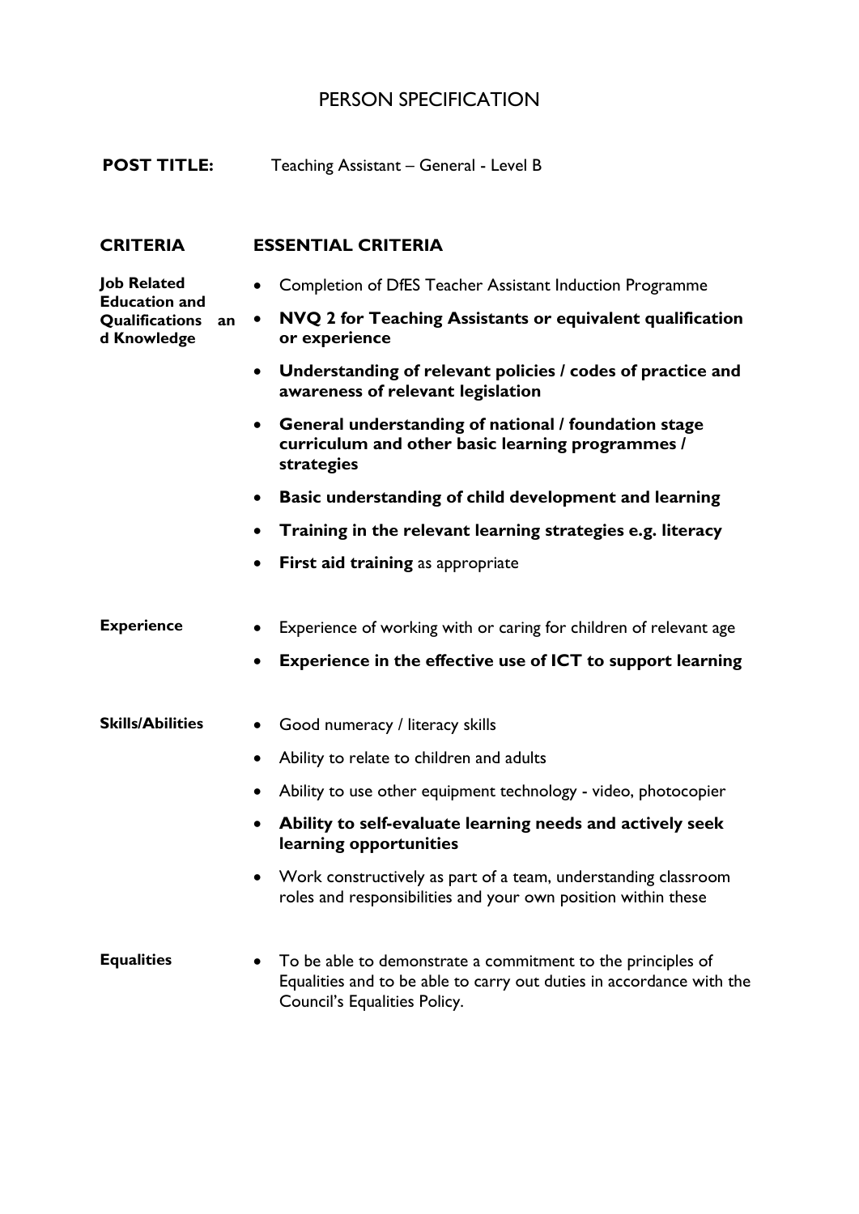# PERSON SPECIFICATION

**POST TITLE:** Teaching Assistant – General - Level B

| CRITERIA | ESSENTIAL CRITERIA |
| --- | --- |
| **Job Related Education and Qualifications and Knowledge** | • Completion of DfES Teacher Assistant Induction Programme<br>• **NVQ 2 for Teaching Assistants or equivalent qualification or experience**<br>• **Understanding of relevant policies / codes of practice and awareness of relevant legislation**<br>• **General understanding of national / foundation stage curriculum and other basic learning programmes / strategies**<br>• **Basic understanding of child development and learning**<br>• **Training in the relevant learning strategies e.g. literacy**<br>• **First aid training** as appropriate |
| **Experience** | • Experience of working with or caring for children of relevant age<br>• **Experience in the effective use of ICT to support learning** |
| **Skills/Abilities** | • Good numeracy / literacy skills<br>• Ability to relate to children and adults<br>• Ability to use other equipment technology - video, photocopier<br>• **Ability to self-evaluate learning needs and actively seek learning opportunities**<br>• Work constructively as part of a team, understanding classroom roles and responsibilities and your own position within these |
| **Equalities** | • To be able to demonstrate a commitment to the principles of Equalities and to be able to carry out duties in accordance with the Council's Equalities Policy. |